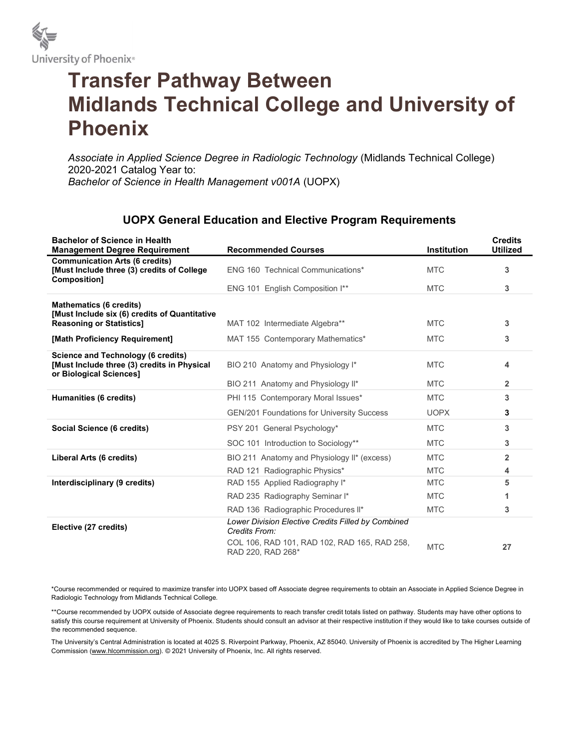University of Phoenix®

# Transfer Pathway Between Midlands Technical College and University of Phoenix

*Associate in Applied Science Degree in Radiologic Technology* (Midlands Technical College) 2020-2021 Catalog Year to:
*Bachelor of Science in Health Management v001A* (UOPX)

## UOPX General Education and Elective Program Requirements

| Bachelor of Science in Health Management Degree Requirement | Recommended Courses | Institution | Credits Utilized |
|---|---|---|---|
| **Communication Arts (6 credits) [Must Include three (3) credits of College Composition]** | ENG 160 Technical Communications* | MTC | 3 |
| | ENG 101 English Composition I** | MTC | 3 |
| **Mathematics (6 credits) [Must Include six (6) credits of Quantitative Reasoning or Statistics]** | MAT 102 Intermediate Algebra** | MTC | 3 |
| **[Math Proficiency Requirement]** | MAT 155 Contemporary Mathematics* | MTC | 3 |
| **Science and Technology (6 credits) [Must Include three (3) credits in Physical or Biological Sciences]** | BIO 210 Anatomy and Physiology I* | MTC | 4 |
| | BIO 211 Anatomy and Physiology II* | MTC | 2 |
| **Humanities (6 credits)** | PHI 115 Contemporary Moral Issues* | MTC | 3 |
| | GEN/201 Foundations for University Success | UOPX | 3 |
| **Social Science (6 credits)** | PSY 201 General Psychology* | MTC | 3 |
| | SOC 101 Introduction to Sociology** | MTC | 3 |
| **Liberal Arts (6 credits)** | BIO 211 Anatomy and Physiology II* (excess) | MTC | 2 |
| | RAD 121 Radiographic Physics* | MTC | 4 |
| **Interdisciplinary (9 credits)** | RAD 155 Applied Radiography I* | MTC | 5 |
| | RAD 235 Radiography Seminar I* | MTC | 1 |
| | RAD 136 Radiographic Procedures II* | MTC | 3 |
| **Elective (27 credits)** | *Lower Division Elective Credits Filled by Combined Credits From:* COL 106, RAD 101, RAD 102, RAD 165, RAD 258, RAD 220, RAD 268* | MTC | 27 |

*Course recommended or required to maximize transfer into UOPX based off Associate degree requirements to obtain an Associate in Applied Science Degree in Radiologic Technology from Midlands Technical College.

**Course recommended by UOPX outside of Associate degree requirements to reach transfer credit totals listed on pathway. Students may have other options to satisfy this course requirement at University of Phoenix. Students should consult an advisor at their respective institution if they would like to take courses outside of the recommended sequence.

The University's Central Administration is located at 4025 S. Riverpoint Parkway, Phoenix, AZ 85040. University of Phoenix is accredited by The Higher Learning Commission (www.hlcommission.org). © 2021 University of Phoenix, Inc. All rights reserved.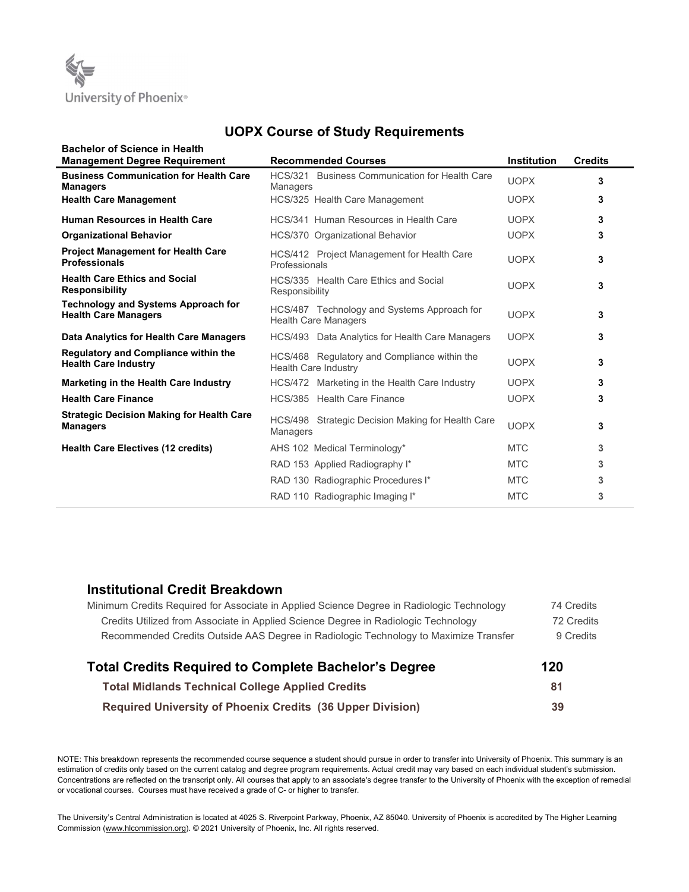University of Phoenix®

## UOPX Course of Study Requirements

| Bachelor of Science in Health Management Degree Requirement | Recommended Courses | Institution | Credits |
|---|---|---|---|
| **Business Communication for Health Care Managers** | HCS/321 Business Communication for Health Care Managers | UOPX | 3 |
| **Health Care Management** | HCS/325 Health Care Management | UOPX | 3 |
| **Human Resources in Health Care** | HCS/341 Human Resources in Health Care | UOPX | 3 |
| **Organizational Behavior** | HCS/370 Organizational Behavior | UOPX | 3 |
| **Project Management for Health Care Professionals** | HCS/412 Project Management for Health Care Professionals | UOPX | 3 |
| **Health Care Ethics and Social Responsibility** | HCS/335 Health Care Ethics and Social Responsibility | UOPX | 3 |
| **Technology and Systems Approach for Health Care Managers** | HCS/487 Technology and Systems Approach for Health Care Managers | UOPX | 3 |
| **Data Analytics for Health Care Managers** | HCS/493 Data Analytics for Health Care Managers | UOPX | 3 |
| **Regulatory and Compliance within the Health Care Industry** | HCS/468 Regulatory and Compliance within the Health Care Industry | UOPX | 3 |
| **Marketing in the Health Care Industry** | HCS/472 Marketing in the Health Care Industry | UOPX | 3 |
| **Health Care Finance** | HCS/385 Health Care Finance | UOPX | 3 |
| **Strategic Decision Making for Health Care Managers** | HCS/498 Strategic Decision Making for Health Care Managers | UOPX | 3 |
| **Health Care Electives (12 credits)** | AHS 102 Medical Terminology* | MTC | 3 |
| | RAD 153 Applied Radiography I* | MTC | 3 |
| | RAD 130 Radiographic Procedures I* | MTC | 3 |
| | RAD 110 Radiographic Imaging I* | MTC | 3 |

### Institutional Credit Breakdown

| | |
|---|---|
| Minimum Credits Required for Associate in Applied Science Degree in Radiologic Technology | 74 Credits |
| Credits Utilized from Associate in Applied Science Degree in Radiologic Technology | 72 Credits |
| Recommended Credits Outside AAS Degree in Radiologic Technology to Maximize Transfer | 9 Credits |

| | |
|---|---|
| **Total Credits Required to Complete Bachelor's Degree** | **120** |
| **Total Midlands Technical College Applied Credits** | **81** |
| **Required University of Phoenix Credits (36 Upper Division)** | **39** |

NOTE: This breakdown represents the recommended course sequence a student should pursue in order to transfer into University of Phoenix. This summary is an estimation of credits only based on the current catalog and degree program requirements. Actual credit may vary based on each individual student's submission. Concentrations are reflected on the transcript only. All courses that apply to an associate's degree transfer to the University of Phoenix with the exception of remedial or vocational courses. Courses must have received a grade of C- or higher to transfer.

The University's Central Administration is located at 4025 S. Riverpoint Parkway, Phoenix, AZ 85040. University of Phoenix is accredited by The Higher Learning Commission (www.hlcommission.org). © 2021 University of Phoenix, Inc. All rights reserved.